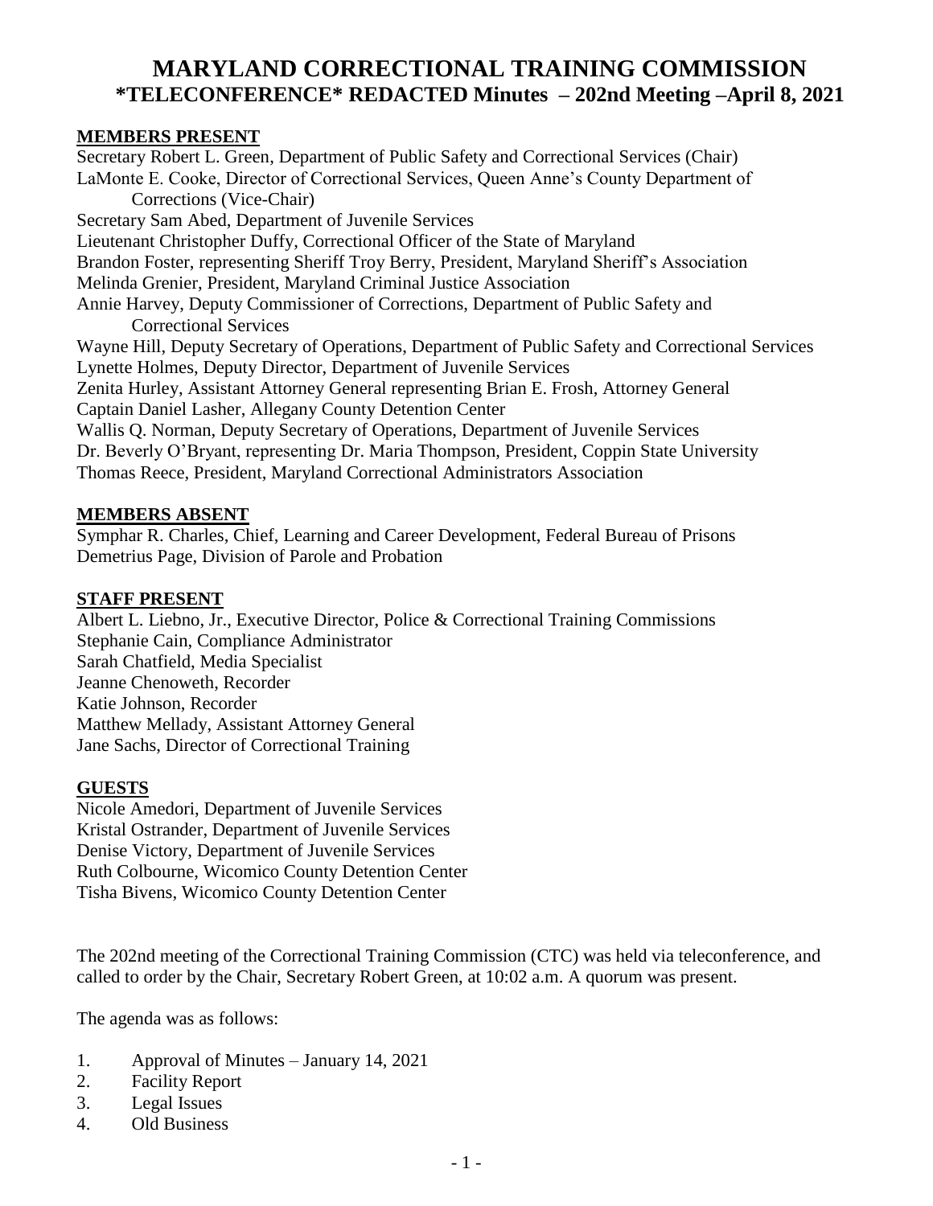# MARYLAND CORRECTIONAL TRAINING COMMISSION
## *TELECONFERENCE* REDACTED Minutes – 202nd Meeting –April 8, 2021

### MEMBERS PRESENT

Secretary Robert L. Green, Department of Public Safety and Correctional Services (Chair)
LaMonte E. Cooke, Director of Correctional Services, Queen Anne's County Department of Corrections (Vice-Chair)
Secretary Sam Abed, Department of Juvenile Services
Lieutenant Christopher Duffy, Correctional Officer of the State of Maryland
Brandon Foster, representing Sheriff Troy Berry, President, Maryland Sheriff's Association
Melinda Grenier, President, Maryland Criminal Justice Association
Annie Harvey, Deputy Commissioner of Corrections, Department of Public Safety and Correctional Services
Wayne Hill, Deputy Secretary of Operations, Department of Public Safety and Correctional Services
Lynette Holmes, Deputy Director, Department of Juvenile Services
Zenita Hurley, Assistant Attorney General representing Brian E. Frosh, Attorney General
Captain Daniel Lasher, Allegany County Detention Center
Wallis Q. Norman, Deputy Secretary of Operations, Department of Juvenile Services
Dr. Beverly O'Bryant, representing Dr. Maria Thompson, President, Coppin State University
Thomas Reece, President, Maryland Correctional Administrators Association

### MEMBERS ABSENT

Symphar R. Charles, Chief, Learning and Career Development, Federal Bureau of Prisons
Demetrius Page, Division of Parole and Probation

### STAFF PRESENT

Albert L. Liebno, Jr., Executive Director, Police & Correctional Training Commissions
Stephanie Cain, Compliance Administrator
Sarah Chatfield, Media Specialist
Jeanne Chenoweth, Recorder
Katie Johnson, Recorder
Matthew Mellady, Assistant Attorney General
Jane Sachs, Director of Correctional Training

### GUESTS

Nicole Amedori, Department of Juvenile Services
Kristal Ostrander, Department of Juvenile Services
Denise Victory, Department of Juvenile Services
Ruth Colbourne, Wicomico County Detention Center
Tisha Bivens, Wicomico County Detention Center

The 202nd meeting of the Correctional Training Commission (CTC) was held via teleconference, and called to order by the Chair, Secretary Robert Green, at 10:02 a.m. A quorum was present.

The agenda was as follows:

1. Approval of Minutes – January 14, 2021
2. Facility Report
3. Legal Issues
4. Old Business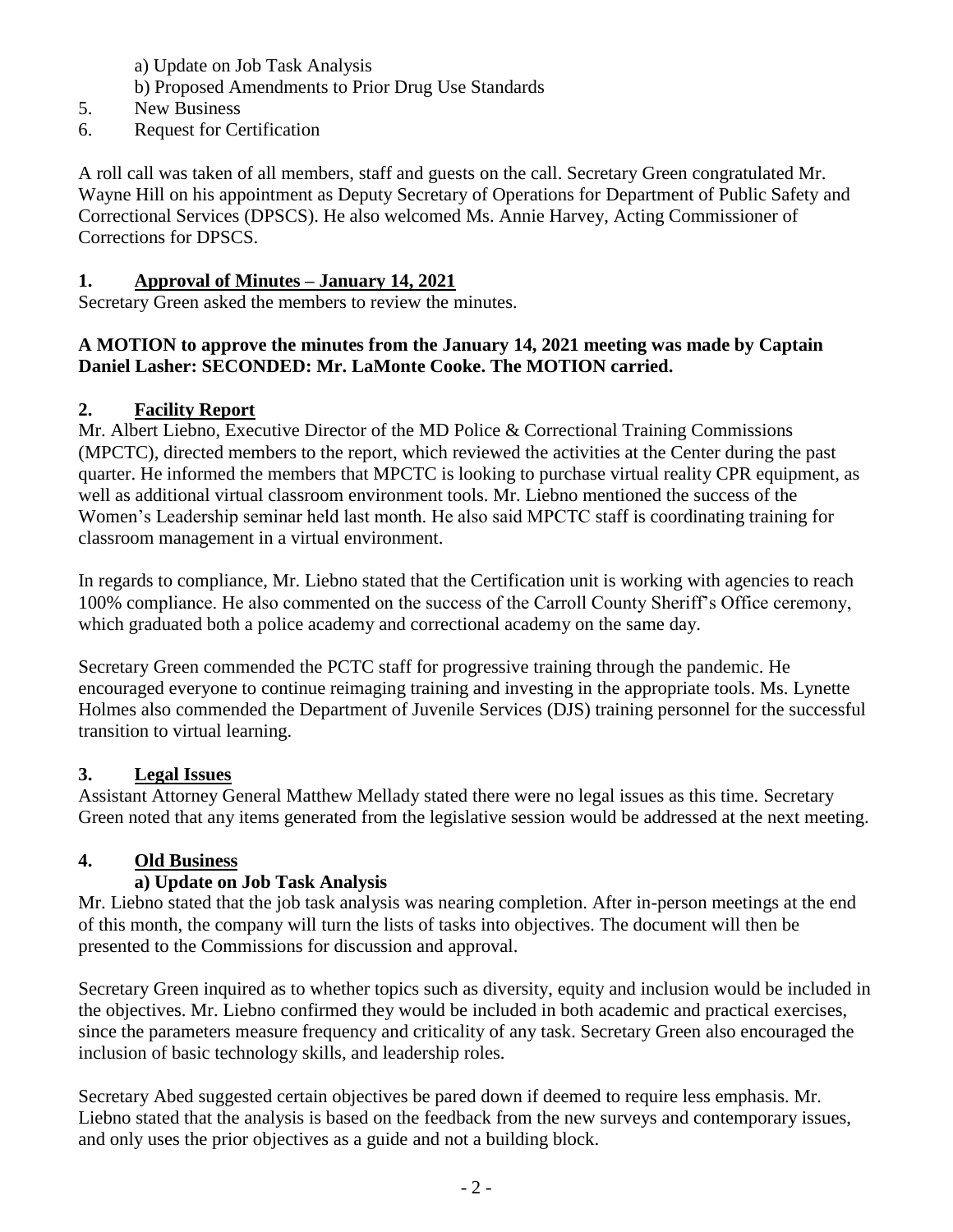a) Update on Job Task Analysis
b) Proposed Amendments to Prior Drug Use Standards

5. New Business
6. Request for Certification

A roll call was taken of all members, staff and guests on the call. Secretary Green congratulated Mr. Wayne Hill on his appointment as Deputy Secretary of Operations for Department of Public Safety and Correctional Services (DPSCS). He also welcomed Ms. Annie Harvey, Acting Commissioner of Corrections for DPSCS.

## 1. Approval of Minutes – January 14, 2021

Secretary Green asked the members to review the minutes.

**A MOTION to approve the minutes from the January 14, 2021 meeting was made by Captain Daniel Lasher: SECONDED: Mr. LaMonte Cooke. The MOTION carried.**

## 2. Facility Report

Mr. Albert Liebno, Executive Director of the MD Police & Correctional Training Commissions (MPCTC), directed members to the report, which reviewed the activities at the Center during the past quarter. He informed the members that MPCTC is looking to purchase virtual reality CPR equipment, as well as additional virtual classroom environment tools. Mr. Liebno mentioned the success of the Women's Leadership seminar held last month. He also said MPCTC staff is coordinating training for classroom management in a virtual environment.

In regards to compliance, Mr. Liebno stated that the Certification unit is working with agencies to reach 100% compliance. He also commented on the success of the Carroll County Sheriff's Office ceremony, which graduated both a police academy and correctional academy on the same day.

Secretary Green commended the PCTC staff for progressive training through the pandemic. He encouraged everyone to continue reimaging training and investing in the appropriate tools. Ms. Lynette Holmes also commended the Department of Juvenile Services (DJS) training personnel for the successful transition to virtual learning.

## 3. Legal Issues

Assistant Attorney General Matthew Mellady stated there were no legal issues as this time. Secretary Green noted that any items generated from the legislative session would be addressed at the next meeting.

## 4. Old Business

### a) Update on Job Task Analysis

Mr. Liebno stated that the job task analysis was nearing completion. After in-person meetings at the end of this month, the company will turn the lists of tasks into objectives. The document will then be presented to the Commissions for discussion and approval.

Secretary Green inquired as to whether topics such as diversity, equity and inclusion would be included in the objectives. Mr. Liebno confirmed they would be included in both academic and practical exercises, since the parameters measure frequency and criticality of any task. Secretary Green also encouraged the inclusion of basic technology skills, and leadership roles.

Secretary Abed suggested certain objectives be pared down if deemed to require less emphasis. Mr. Liebno stated that the analysis is based on the feedback from the new surveys and contemporary issues, and only uses the prior objectives as a guide and not a building block.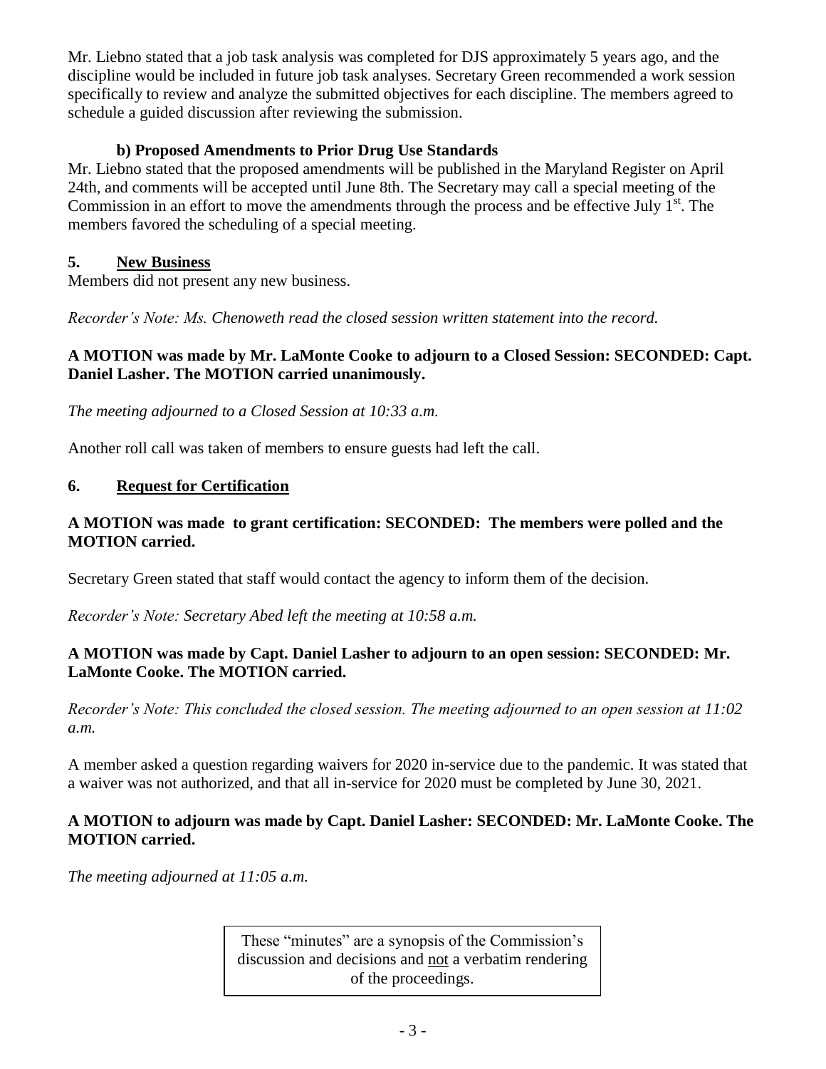Mr. Liebno stated that a job task analysis was completed for DJS approximately 5 years ago, and the discipline would be included in future job task analyses. Secretary Green recommended a work session specifically to review and analyze the submitted objectives for each discipline. The members agreed to schedule a guided discussion after reviewing the submission.

### b) Proposed Amendments to Prior Drug Use Standards

Mr. Liebno stated that the proposed amendments will be published in the Maryland Register on April 24th, and comments will be accepted until June 8th. The Secretary may call a special meeting of the Commission in an effort to move the amendments through the process and be effective July 1st. The members favored the scheduling of a special meeting.

## 5. New Business

Members did not present any new business.

*Recorder's Note: Ms. Chenoweth read the closed session written statement into the record.*

**A MOTION was made by Mr. LaMonte Cooke to adjourn to a Closed Session: SECONDED: Capt. Daniel Lasher. The MOTION carried unanimously.**

*The meeting adjourned to a Closed Session at 10:33 a.m.*

Another roll call was taken of members to ensure guests had left the call.

## 6. Request for Certification

**A MOTION was made to grant certification: SECONDED: The members were polled and the MOTION carried.**

Secretary Green stated that staff would contact the agency to inform them of the decision.

*Recorder's Note: Secretary Abed left the meeting at 10:58 a.m.*

**A MOTION was made by Capt. Daniel Lasher to adjourn to an open session: SECONDED: Mr. LaMonte Cooke. The MOTION carried.**

*Recorder's Note: This concluded the closed session. The meeting adjourned to an open session at 11:02 a.m.*

A member asked a question regarding waivers for 2020 in-service due to the pandemic. It was stated that a waiver was not authorized, and that all in-service for 2020 must be completed by June 30, 2021.

**A MOTION to adjourn was made by Capt. Daniel Lasher: SECONDED: Mr. LaMonte Cooke. The MOTION carried.**

*The meeting adjourned at 11:05 a.m.*

These "minutes" are a synopsis of the Commission's discussion and decisions and not a verbatim rendering of the proceedings.